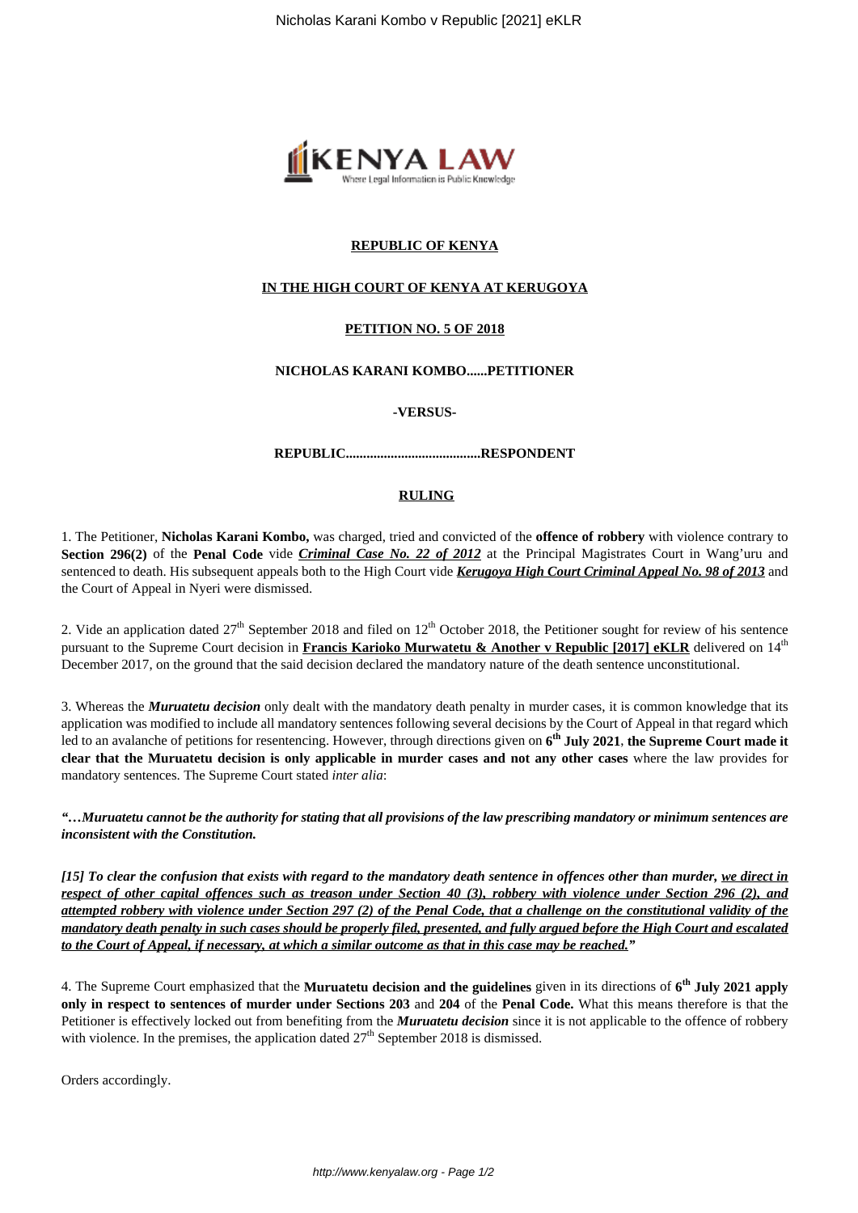**REPUBLIC OF KENYA**

**IN THE HIGH COURT OF KENYA AT KERUGOYA**

**PETITION NO. 5 OF 2018**

**NICHOLAS KARANI KOMBO......PETITIONER**

**-VERSUS-**

**REPUBLIC.......................................RESPONDENT**

**RULING**

1. The Petitioner, **Nicholas Karani Kombo,** was charged, tried and convicted of the **offence of robbery** with violence contrary to **Section 296(2)** of the **Penal Code** vide ***Criminal Case No. 22 of 2012*** at the Principal Magistrates Court in Wang'uru and sentenced to death. His subsequent appeals both to the High Court vide ***Kerugoya High Court Criminal Appeal No. 98 of 2013*** and the Court of Appeal in Nyeri were dismissed.

2. Vide an application dated 27th September 2018 and filed on 12th October 2018, the Petitioner sought for review of his sentence pursuant to the Supreme Court decision in **Francis Karioko Murwatetu & Another v Republic [2017] eKLR** delivered on 14th December 2017, on the ground that the said decision declared the mandatory nature of the death sentence unconstitutional.

3. Whereas the ***Muruatetu decision*** only dealt with the mandatory death penalty in murder cases, it is common knowledge that its application was modified to include all mandatory sentences following several decisions by the Court of Appeal in that regard which led to an avalanche of petitions for resentencing. However, through directions given on **6th July 2021**, **the Supreme Court made it clear that the Muruatetu decision is only applicable in murder cases and not any other cases** where the law provides for mandatory sentences. The Supreme Court stated *inter alia*:

***"…Muruatetu cannot be the authority for stating that all provisions of the law prescribing mandatory or minimum sentences are inconsistent with the Constitution.***

***[15] To clear the confusion that exists with regard to the mandatory death sentence in offences other than murder, we direct in respect of other capital offences such as treason under Section 40 (3), robbery with violence under Section 296 (2), and attempted robbery with violence under Section 297 (2) of the Penal Code, that a challenge on the constitutional validity of the mandatory death penalty in such cases should be properly filed, presented, and fully argued before the High Court and escalated to the Court of Appeal, if necessary, at which a similar outcome as that in this case may be reached."***

4. The Supreme Court emphasized that the **Muruatetu decision and the guidelines** given in its directions of **6th July 2021 apply only in respect to sentences of murder under Sections 203** and **204** of the **Penal Code.** What this means therefore is that the Petitioner is effectively locked out from benefiting from the ***Muruatetu decision*** since it is not applicable to the offence of robbery with violence. In the premises, the application dated 27th September 2018 is dismissed.

Orders accordingly.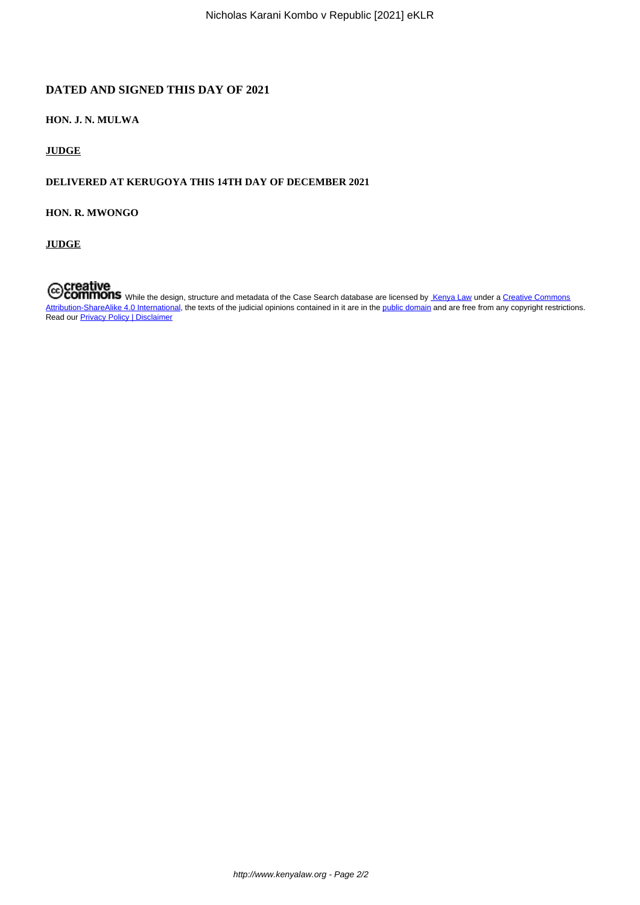**DATED AND SIGNED THIS DAY OF 2021**

**HON. J. N. MULWA**

**JUDGE**

**DELIVERED AT KERUGOYA THIS 14TH DAY OF DECEMBER 2021**

**HON. R. MWONGO**

**JUDGE**

While the design, structure and metadata of the Case Search database are licensed by Kenya Law under a Creative Commons Attribution-ShareAlike 4.0 International, the texts of the judicial opinions contained in it are in the public domain and are free from any copyright restrictions. Read our Privacy Policy | Disclaimer